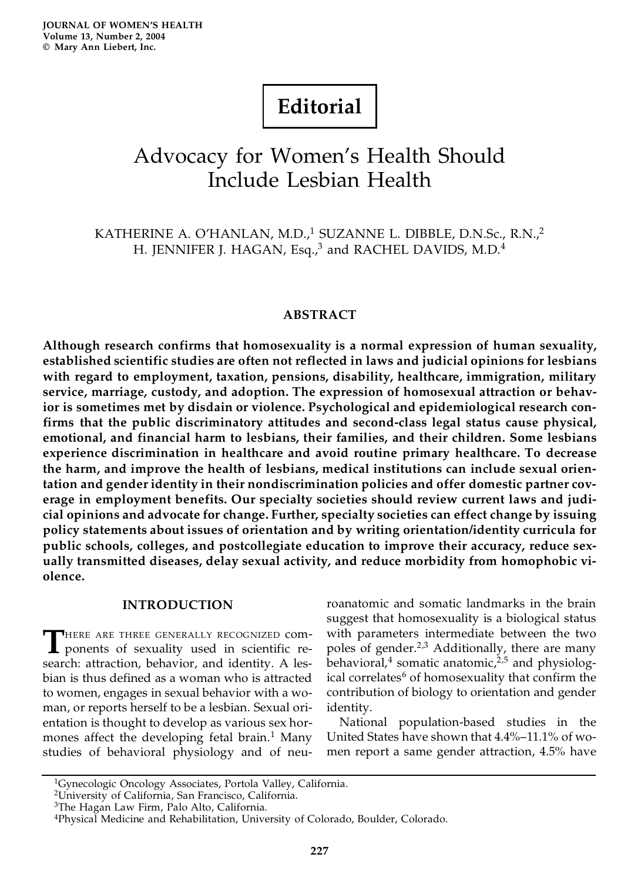**Editorial**

# Advocacy for Women's Health Should Include Lesbian Health

KATHERINE A. O'HANLAN, M.D.,[1] SUZANNE L. DIBBLE, D.N.Sc., R.N.,[2] H. JENNIFER J. HAGAN, Esq.,[3] and RACHEL DAVIDS, M.D.[4]

## ABSTRACT

**Although research confirms that homosexuality is a normal expression of human sexuality, established scientific studies are often not reflected in laws and judicial opinions for lesbians with regard to employment, taxation, pensions, disability, healthcare, immigration, military service, marriage, custody, and adoption. The expression of homosexual attraction or behavior is sometimes met by disdain or violence. Psychological and epidemiological research confirms that the public discriminatory attitudes and second-class legal status cause physical, emotional, and financial harm to lesbians, their families, and their children. Some lesbians experience discrimination in healthcare and avoid routine primary healthcare. To decrease the harm, and improve the health of lesbians, medical institutions can include sexual orientation and gender identity in their nondiscrimination policies and offer domestic partner coverage in employment benefits. Our specialty societies should review current laws and judicial opinions and advocate for change. Further, specialty societies can effect change by issuing policy statements about issues of orientation and by writing orientation/identity curricula for public schools, colleges, and postcollegiate education to improve their accuracy, reduce sexually transmitted diseases, delay sexual activity, and reduce morbidity from homophobic violence.**

## INTRODUCTION

There are three generally recognized components of sexuality used in scientific research: attraction, behavior, and identity. A lesbian is thus defined as a woman who is attracted to women, engages in sexual behavior with a woman, or reports herself to be a lesbian. Sexual orientation is thought to develop as various sex hormones affect the developing fetal brain.[1] Many studies of behavioral physiology and of neuroanatomic and somatic landmarks in the brain suggest that homosexuality is a biological status with parameters intermediate between the two poles of gender.[2,3] Additionally, there are many behavioral,[4] somatic anatomic,[2,5] and physiological correlates[6] of homosexuality that confirm the contribution of biology to orientation and gender identity.

National population-based studies in the United States have shown that 4.4%–11.1% of women report a same gender attraction, 4.5% have

---

[1]Gynecologic Oncology Associates, Portola Valley, California.
[2]University of California, San Francisco, California.
[3]The Hagan Law Firm, Palo Alto, California.
[4]Physical Medicine and Rehabilitation, University of Colorado, Boulder, Colorado.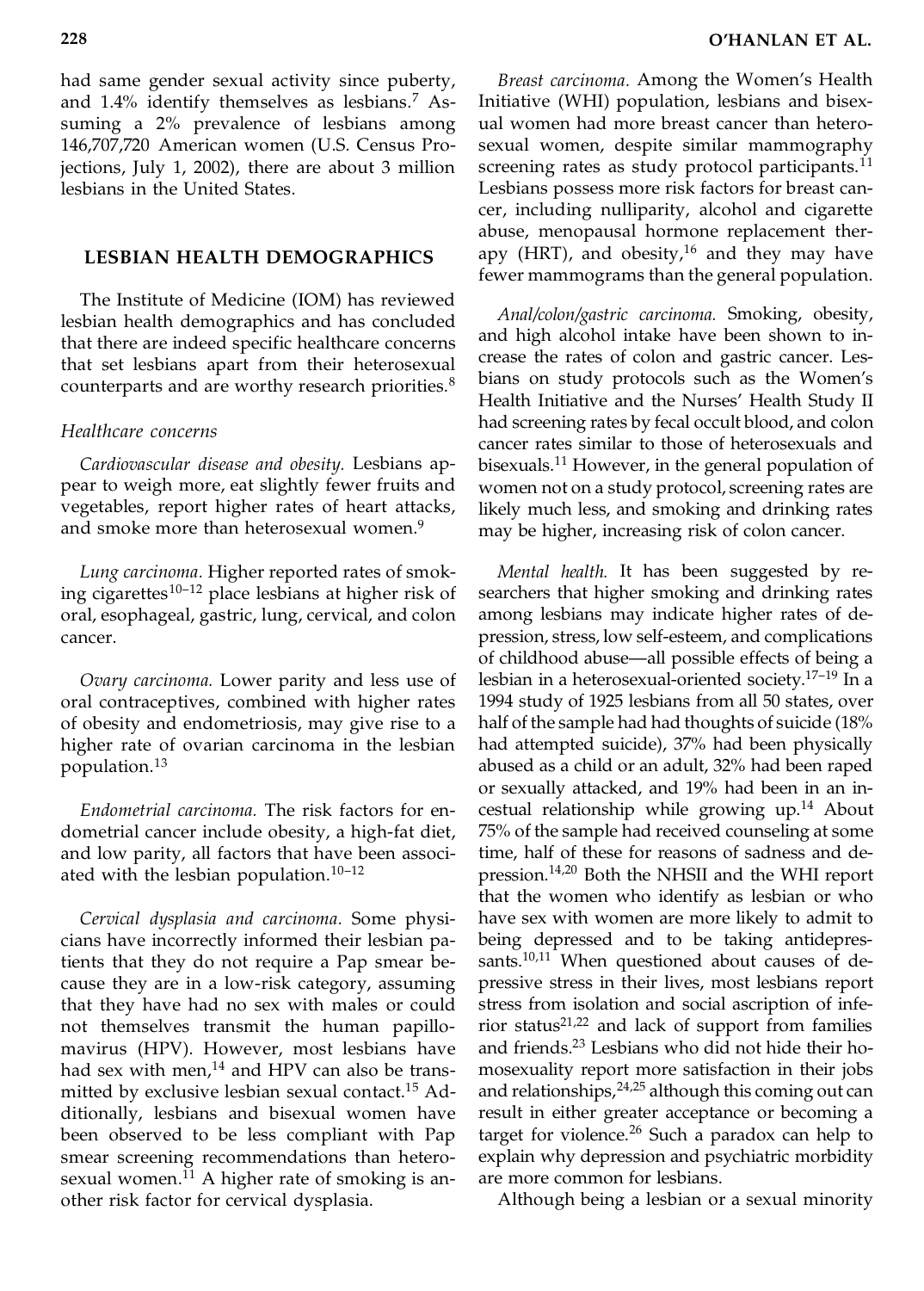had same gender sexual activity since puberty, and 1.4% identify themselves as lesbians.[7] Assuming a 2% prevalence of lesbians among 146,707,720 American women (U.S. Census Projections, July 1, 2002), there are about 3 million lesbians in the United States.

## LESBIAN HEALTH DEMOGRAPHICS

The Institute of Medicine (IOM) has reviewed lesbian health demographics and has concluded that there are indeed specific healthcare concerns that set lesbians apart from their heterosexual counterparts and are worthy research priorities.[8]

### *Healthcare concerns*

*Cardiovascular disease and obesity.* Lesbians appear to weigh more, eat slightly fewer fruits and vegetables, report higher rates of heart attacks, and smoke more than heterosexual women.[9]

*Lung carcinoma.* Higher reported rates of smoking cigarettes[10–12] place lesbians at higher risk of oral, esophageal, gastric, lung, cervical, and colon cancer.

*Ovary carcinoma.* Lower parity and less use of oral contraceptives, combined with higher rates of obesity and endometriosis, may give rise to a higher rate of ovarian carcinoma in the lesbian population.[13]

*Endometrial carcinoma.* The risk factors for endometrial cancer include obesity, a high-fat diet, and low parity, all factors that have been associated with the lesbian population.[10–12]

*Cervical dysplasia and carcinoma.* Some physicians have incorrectly informed their lesbian patients that they do not require a Pap smear because they are in a low-risk category, assuming that they have had no sex with males or could not themselves transmit the human papillomavirus (HPV). However, most lesbians have had sex with men,[14] and HPV can also be transmitted by exclusive lesbian sexual contact.[15] Additionally, lesbians and bisexual women have been observed to be less compliant with Pap smear screening recommendations than heterosexual women.[11] A higher rate of smoking is another risk factor for cervical dysplasia.

*Breast carcinoma.* Among the Women's Health Initiative (WHI) population, lesbians and bisexual women had more breast cancer than heterosexual women, despite similar mammography screening rates as study protocol participants.[11] Lesbians possess more risk factors for breast cancer, including nulliparity, alcohol and cigarette abuse, menopausal hormone replacement therapy (HRT), and obesity,[16] and they may have fewer mammograms than the general population.

*Anal/colon/gastric carcinoma.* Smoking, obesity, and high alcohol intake have been shown to increase the rates of colon and gastric cancer. Lesbians on study protocols such as the Women's Health Initiative and the Nurses' Health Study II had screening rates by fecal occult blood, and colon cancer rates similar to those of heterosexuals and bisexuals.[11] However, in the general population of women not on a study protocol, screening rates are likely much less, and smoking and drinking rates may be higher, increasing risk of colon cancer.

*Mental health.* It has been suggested by researchers that higher smoking and drinking rates among lesbians may indicate higher rates of depression, stress, low self-esteem, and complications of childhood abuse—all possible effects of being a lesbian in a heterosexual-oriented society.[17–19] In a 1994 study of 1925 lesbians from all 50 states, over half of the sample had had thoughts of suicide (18% had attempted suicide), 37% had been physically abused as a child or an adult, 32% had been raped or sexually attacked, and 19% had been in an incestual relationship while growing up.[14] About 75% of the sample had received counseling at some time, half of these for reasons of sadness and depression.[14,20] Both the NHSII and the WHI report that the women who identify as lesbian or who have sex with women are more likely to admit to being depressed and to be taking antidepressants.[10,11] When questioned about causes of depressive stress in their lives, most lesbians report stress from isolation and social ascription of inferior status[21,22] and lack of support from families and friends.[23] Lesbians who did not hide their homosexuality report more satisfaction in their jobs and relationships,[24,25] although this coming out can result in either greater acceptance or becoming a target for violence.[26] Such a paradox can help to explain why depression and psychiatric morbidity are more common for lesbians.

Although being a lesbian or a sexual minority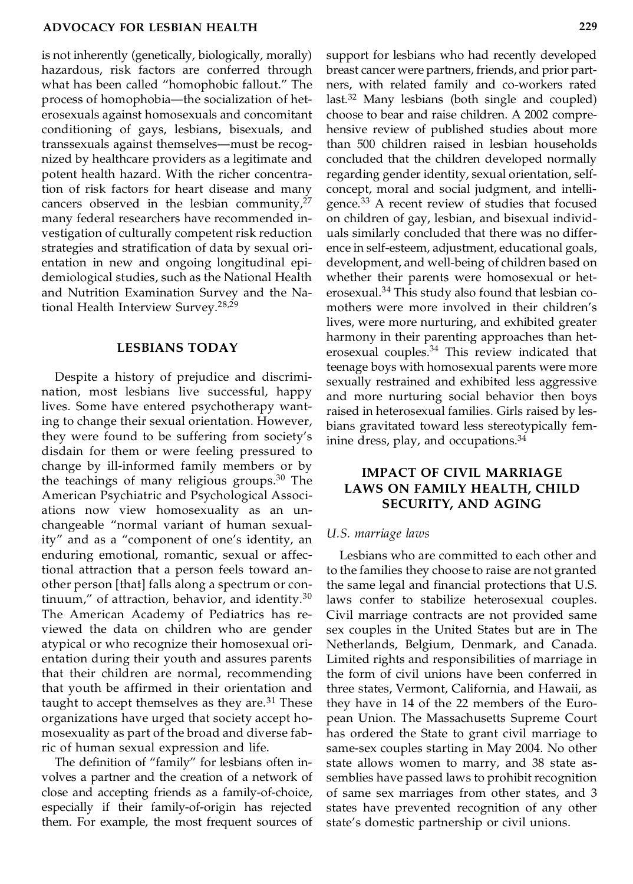is not inherently (genetically, biologically, morally) hazardous, risk factors are conferred through what has been called "homophobic fallout." The process of homophobia—the socialization of heterosexuals against homosexuals and concomitant conditioning of gays, lesbians, bisexuals, and transsexuals against themselves—must be recognized by healthcare providers as a legitimate and potent health hazard. With the richer concentration of risk factors for heart disease and many cancers observed in the lesbian community,[27] many federal researchers have recommended investigation of culturally competent risk reduction strategies and stratification of data by sexual orientation in new and ongoing longitudinal epidemiological studies, such as the National Health and Nutrition Examination Survey and the National Health Interview Survey.[28,29]

## LESBIANS TODAY

Despite a history of prejudice and discrimination, most lesbians live successful, happy lives. Some have entered psychotherapy wanting to change their sexual orientation. However, they were found to be suffering from society's disdain for them or were feeling pressured to change by ill-informed family members or by the teachings of many religious groups.[30] The American Psychiatric and Psychological Associations now view homosexuality as an unchangeable "normal variant of human sexuality" and as a "component of one's identity, an enduring emotional, romantic, sexual or affectional attraction that a person feels toward another person [that] falls along a spectrum or continuum," of attraction, behavior, and identity.[30] The American Academy of Pediatrics has reviewed the data on children who are gender atypical or who recognize their homosexual orientation during their youth and assures parents that their children are normal, recommending that youth be affirmed in their orientation and taught to accept themselves as they are.[31] These organizations have urged that society accept homosexuality as part of the broad and diverse fabric of human sexual expression and life.

The definition of "family" for lesbians often involves a partner and the creation of a network of close and accepting friends as a family-of-choice, especially if their family-of-origin has rejected them. For example, the most frequent sources of support for lesbians who had recently developed breast cancer were partners, friends, and prior partners, with related family and co-workers rated last.[32] Many lesbians (both single and coupled) choose to bear and raise children. A 2002 comprehensive review of published studies about more than 500 children raised in lesbian households concluded that the children developed normally regarding gender identity, sexual orientation, self-concept, moral and social judgment, and intelligence.[33] A recent review of studies that focused on children of gay, lesbian, and bisexual individuals similarly concluded that there was no difference in self-esteem, adjustment, educational goals, development, and well-being of children based on whether their parents were homosexual or heterosexual.[34] This study also found that lesbian co-mothers were more involved in their children's lives, were more nurturing, and exhibited greater harmony in their parenting approaches than heterosexual couples.[34] This review indicated that teenage boys with homosexual parents were more sexually restrained and exhibited less aggressive and more nurturing social behavior then boys raised in heterosexual families. Girls raised by lesbians gravitated toward less stereotypically feminine dress, play, and occupations.[34]

## IMPACT OF CIVIL MARRIAGE LAWS ON FAMILY HEALTH, CHILD SECURITY, AND AGING

### *U.S. marriage laws*

Lesbians who are committed to each other and to the families they choose to raise are not granted the same legal and financial protections that U.S. laws confer to stabilize heterosexual couples. Civil marriage contracts are not provided same sex couples in the United States but are in The Netherlands, Belgium, Denmark, and Canada. Limited rights and responsibilities of marriage in the form of civil unions have been conferred in three states, Vermont, California, and Hawaii, as they have in 14 of the 22 members of the European Union. The Massachusetts Supreme Court has ordered the State to grant civil marriage to same-sex couples starting in May 2004. No other state allows women to marry, and 38 state assemblies have passed laws to prohibit recognition of same sex marriages from other states, and 3 states have prevented recognition of any other state's domestic partnership or civil unions.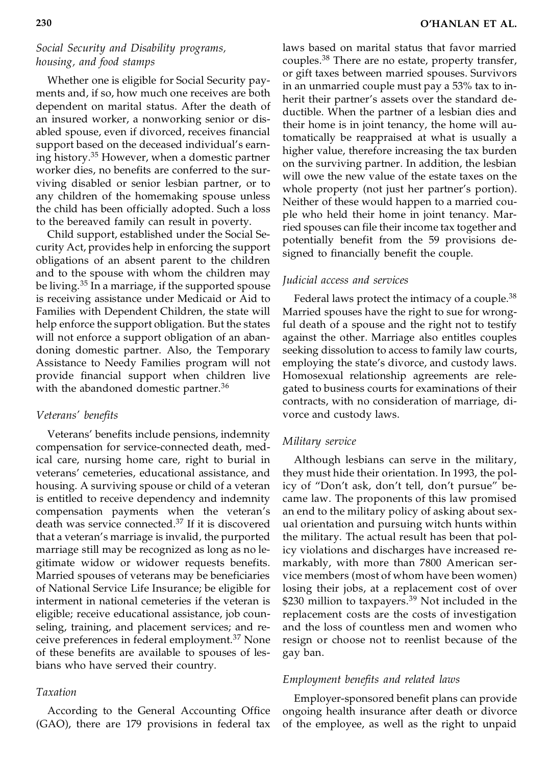### *Social Security and Disability programs, housing, and food stamps*

Whether one is eligible for Social Security payments and, if so, how much one receives are both dependent on marital status. After the death of an insured worker, a nonworking senior or disabled spouse, even if divorced, receives financial support based on the deceased individual's earning history.[35] However, when a domestic partner worker dies, no benefits are conferred to the surviving disabled or senior lesbian partner, or to any children of the homemaking spouse unless the child has been officially adopted. Such a loss to the bereaved family can result in poverty.

Child support, established under the Social Security Act, provides help in enforcing the support obligations of an absent parent to the children and to the spouse with whom the children may be living.[35] In a marriage, if the supported spouse is receiving assistance under Medicaid or Aid to Families with Dependent Children, the state will help enforce the support obligation. But the states will not enforce a support obligation of an abandoning domestic partner. Also, the Temporary Assistance to Needy Families program will not provide financial support when children live with the abandoned domestic partner.[36]

### *Veterans' benefits*

Veterans' benefits include pensions, indemnity compensation for service-connected death, medical care, nursing home care, right to burial in veterans' cemeteries, educational assistance, and housing. A surviving spouse or child of a veteran is entitled to receive dependency and indemnity compensation payments when the veteran's death was service connected.[37] If it is discovered that a veteran's marriage is invalid, the purported marriage still may be recognized as long as no legitimate widow or widower requests benefits. Married spouses of veterans may be beneficiaries of National Service Life Insurance; be eligible for interment in national cemeteries if the veteran is eligible; receive educational assistance, job counseling, training, and placement services; and receive preferences in federal employment.[37] None of these benefits are available to spouses of lesbians who have served their country.

### *Taxation*

According to the General Accounting Office (GAO), there are 179 provisions in federal tax laws based on marital status that favor married couples.[38] There are no estate, property transfer, or gift taxes between married spouses. Survivors in an unmarried couple must pay a 53% tax to inherit their partner's assets over the standard deductible. When the partner of a lesbian dies and their home is in joint tenancy, the home will automatically be reappraised at what is usually a higher value, therefore increasing the tax burden on the surviving partner. In addition, the lesbian will owe the new value of the estate taxes on the whole property (not just her partner's portion). Neither of these would happen to a married couple who held their home in joint tenancy. Married spouses can file their income tax together and potentially benefit from the 59 provisions designed to financially benefit the couple.

### *Judicial access and services*

Federal laws protect the intimacy of a couple.[38] Married spouses have the right to sue for wrongful death of a spouse and the right not to testify against the other. Marriage also entitles couples seeking dissolution to access to family law courts, employing the state's divorce, and custody laws. Homosexual relationship agreements are relegated to business courts for examinations of their contracts, with no consideration of marriage, divorce and custody laws.

### *Military service*

Although lesbians can serve in the military, they must hide their orientation. In 1993, the policy of "Don't ask, don't tell, don't pursue" became law. The proponents of this law promised an end to the military policy of asking about sexual orientation and pursuing witch hunts within the military. The actual result has been that policy violations and discharges have increased remarkably, with more than 7800 American service members (most of whom have been women) losing their jobs, at a replacement cost of over \$230 million to taxpayers.[39] Not included in the replacement costs are the costs of investigation and the loss of countless men and women who resign or choose not to reenlist because of the gay ban.

### *Employment benefits and related laws*

Employer-sponsored benefit plans can provide ongoing health insurance after death or divorce of the employee, as well as the right to unpaid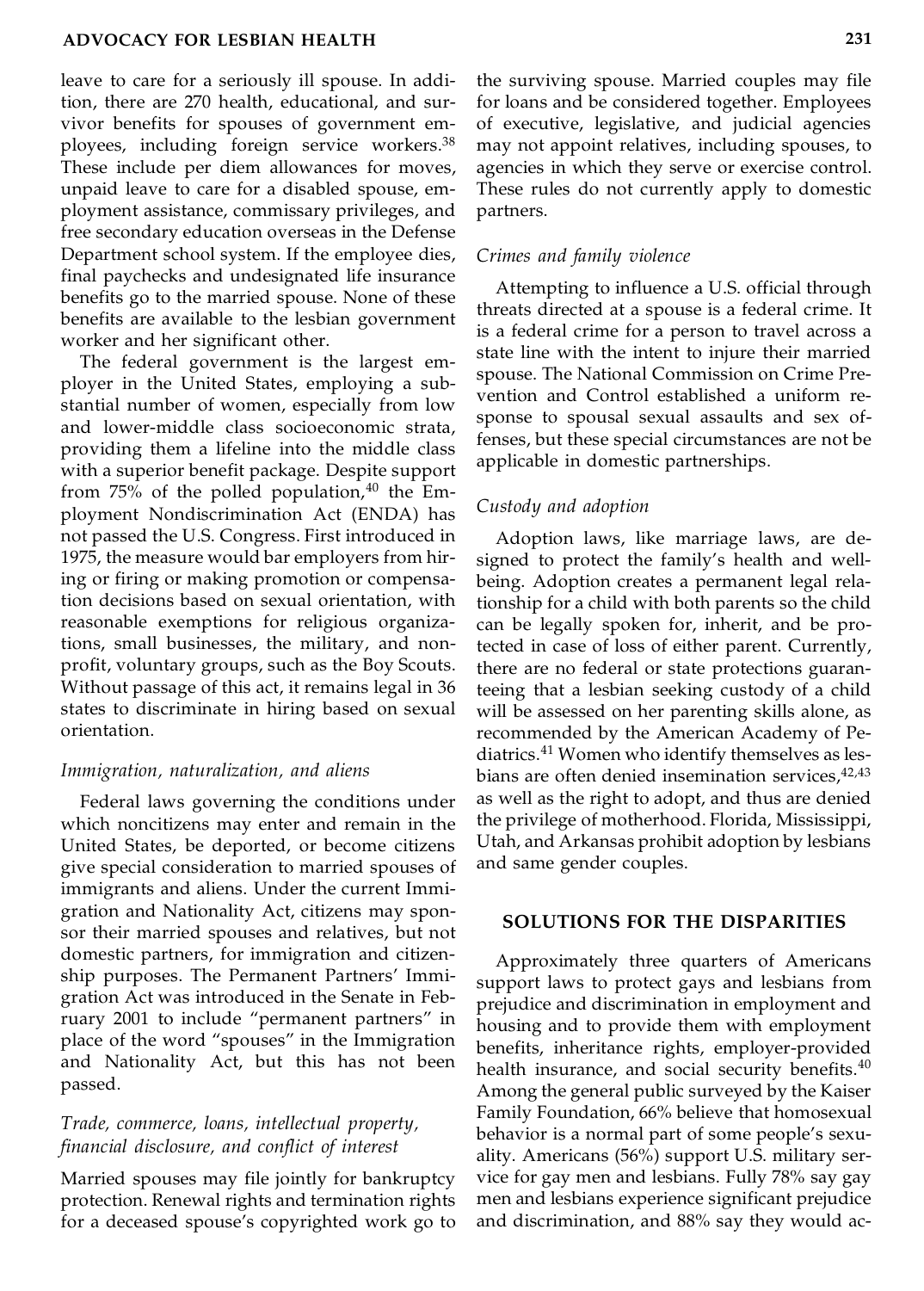leave to care for a seriously ill spouse. In addition, there are 270 health, educational, and survivor benefits for spouses of government employees, including foreign service workers.[38] These include per diem allowances for moves, unpaid leave to care for a disabled spouse, employment assistance, commissary privileges, and free secondary education overseas in the Defense Department school system. If the employee dies, final paychecks and undesignated life insurance benefits go to the married spouse. None of these benefits are available to the lesbian government worker and her significant other.

The federal government is the largest employer in the United States, employing a substantial number of women, especially from low and lower-middle class socioeconomic strata, providing them a lifeline into the middle class with a superior benefit package. Despite support from 75% of the polled population,[40] the Employment Nondiscrimination Act (ENDA) has not passed the U.S. Congress. First introduced in 1975, the measure would bar employers from hiring or firing or making promotion or compensation decisions based on sexual orientation, with reasonable exemptions for religious organizations, small businesses, the military, and nonprofit, voluntary groups, such as the Boy Scouts. Without passage of this act, it remains legal in 36 states to discriminate in hiring based on sexual orientation.

### *Immigration, naturalization, and aliens*

Federal laws governing the conditions under which noncitizens may enter and remain in the United States, be deported, or become citizens give special consideration to married spouses of immigrants and aliens. Under the current Immigration and Nationality Act, citizens may sponsor their married spouses and relatives, but not domestic partners, for immigration and citizenship purposes. The Permanent Partners' Immigration Act was introduced in the Senate in February 2001 to include "permanent partners" in place of the word "spouses" in the Immigration and Nationality Act, but this has not been passed.

### *Trade, commerce, loans, intellectual property, financial disclosure, and conflict of interest*

Married spouses may file jointly for bankruptcy protection. Renewal rights and termination rights for a deceased spouse's copyrighted work go to the surviving spouse. Married couples may file for loans and be considered together. Employees of executive, legislative, and judicial agencies may not appoint relatives, including spouses, to agencies in which they serve or exercise control. These rules do not currently apply to domestic partners.

### *Crimes and family violence*

Attempting to influence a U.S. official through threats directed at a spouse is a federal crime. It is a federal crime for a person to travel across a state line with the intent to injure their married spouse. The National Commission on Crime Prevention and Control established a uniform response to spousal sexual assaults and sex offenses, but these special circumstances are not be applicable in domestic partnerships.

### *Custody and adoption*

Adoption laws, like marriage laws, are designed to protect the family's health and wellbeing. Adoption creates a permanent legal relationship for a child with both parents so the child can be legally spoken for, inherit, and be protected in case of loss of either parent. Currently, there are no federal or state protections guaranteeing that a lesbian seeking custody of a child will be assessed on her parenting skills alone, as recommended by the American Academy of Pediatrics.[41] Women who identify themselves as lesbians are often denied insemination services,[42,43] as well as the right to adopt, and thus are denied the privilege of motherhood. Florida, Mississippi, Utah, and Arkansas prohibit adoption by lesbians and same gender couples.

## SOLUTIONS FOR THE DISPARITIES

Approximately three quarters of Americans support laws to protect gays and lesbians from prejudice and discrimination in employment and housing and to provide them with employment benefits, inheritance rights, employer-provided health insurance, and social security benefits.[40] Among the general public surveyed by the Kaiser Family Foundation, 66% believe that homosexual behavior is a normal part of some people's sexuality. Americans (56%) support U.S. military service for gay men and lesbians. Fully 78% say gay men and lesbians experience significant prejudice and discrimination, and 88% say they would ac-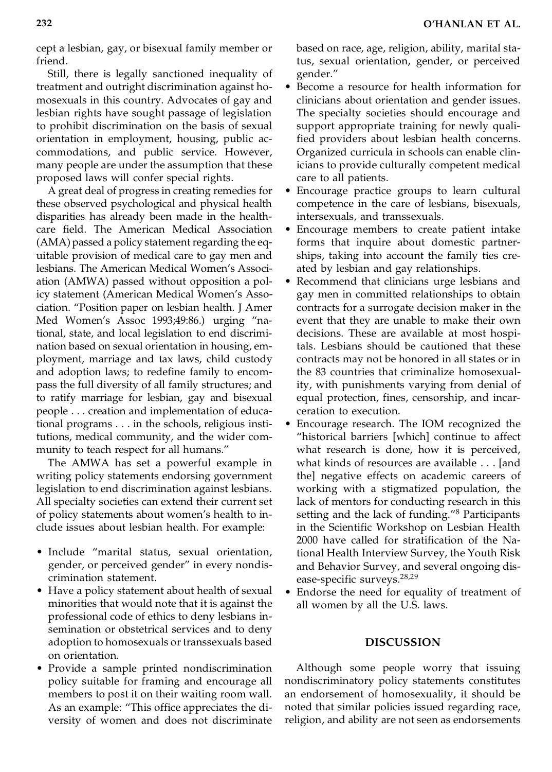cept a lesbian, gay, or bisexual family member or friend.

Still, there is legally sanctioned inequality of treatment and outright discrimination against homosexuals in this country. Advocates of gay and lesbian rights have sought passage of legislation to prohibit discrimination on the basis of sexual orientation in employment, housing, public accommodations, and public service. However, many people are under the assumption that these proposed laws will confer special rights.

A great deal of progress in creating remedies for these observed psychological and physical health disparities has already been made in the healthcare field. The American Medical Association (AMA) passed a policy statement regarding the equitable provision of medical care to gay men and lesbians. The American Medical Women's Association (AMWA) passed without opposition a policy statement (American Medical Women's Association. "Position paper on lesbian health. J Amer Med Women's Assoc 1993;49:86.) urging "national, state, and local legislation to end discrimination based on sexual orientation in housing, employment, marriage and tax laws, child custody and adoption laws; to redefine family to encompass the full diversity of all family structures; and to ratify marriage for lesbian, gay and bisexual people . . . creation and implementation of educational programs . . . in the schools, religious institutions, medical community, and the wider community to teach respect for all humans."

The AMWA has set a powerful example in writing policy statements endorsing government legislation to end discrimination against lesbians. All specialty societies can extend their current set of policy statements about women's health to include issues about lesbian health. For example:

- Include "marital status, sexual orientation, gender, or perceived gender" in every nondiscrimination statement.
- Have a policy statement about health of sexual minorities that would note that it is against the professional code of ethics to deny lesbians insemination or obstetrical services and to deny adoption to homosexuals or transsexuals based on orientation.
- Provide a sample printed nondiscrimination policy suitable for framing and encourage all members to post it on their waiting room wall. As an example: "This office appreciates the diversity of women and does not discriminate based on race, age, religion, ability, marital status, sexual orientation, gender, or perceived gender."
- Become a resource for health information for clinicians about orientation and gender issues. The specialty societies should encourage and support appropriate training for newly qualified providers about lesbian health concerns. Organized curricula in schools can enable clinicians to provide culturally competent medical care to all patients.
- Encourage practice groups to learn cultural competence in the care of lesbians, bisexuals, intersexuals, and transsexuals.
- Encourage members to create patient intake forms that inquire about domestic partnerships, taking into account the family ties created by lesbian and gay relationships.
- Recommend that clinicians urge lesbians and gay men in committed relationships to obtain contracts for a surrogate decision maker in the event that they are unable to make their own decisions. These are available at most hospitals. Lesbians should be cautioned that these contracts may not be honored in all states or in the 83 countries that criminalize homosexuality, with punishments varying from denial of equal protection, fines, censorship, and incarceration to execution.
- Encourage research. The IOM recognized the "historical barriers [which] continue to affect what research is done, how it is perceived, what kinds of resources are available . . . [and the] negative effects on academic careers of working with a stigmatized population, the lack of mentors for conducting research in this setting and the lack of funding."[8] Participants in the Scientific Workshop on Lesbian Health 2000 have called for stratification of the National Health Interview Survey, the Youth Risk and Behavior Survey, and several ongoing disease-specific surveys.[28,29]
- Endorse the need for equality of treatment of all women by all the U.S. laws.

## DISCUSSION

Although some people worry that issuing nondiscriminatory policy statements constitutes an endorsement of homosexuality, it should be noted that similar policies issued regarding race, religion, and ability are not seen as endorsements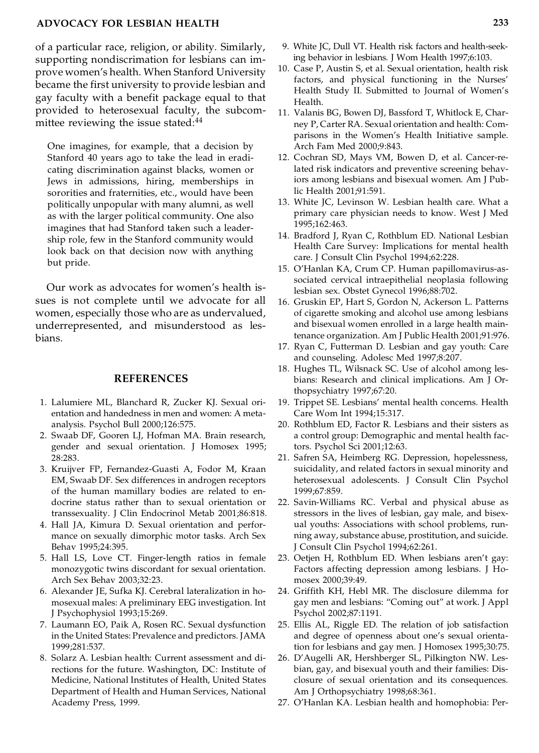of a particular race, religion, or ability. Similarly, supporting nondiscrimination for lesbians can improve women's health. When Stanford University became the first university to provide lesbian and gay faculty with a benefit package equal to that provided to heterosexual faculty, the subcommittee reviewing the issue stated:[44]

> One imagines, for example, that a decision by Stanford 40 years ago to take the lead in eradicating discrimination against blacks, women or Jews in admissions, hiring, memberships in sororities and fraternities, etc., would have been politically unpopular with many alumni, as well as with the larger political community. One also imagines that had Stanford taken such a leadership role, few in the Stanford community would look back on that decision now with anything but pride.

Our work as advocates for women's health issues is not complete until we advocate for all women, especially those who are as undervalued, underrepresented, and misunderstood as lesbians.

## REFERENCES

1. Lalumiere ML, Blanchard R, Zucker KJ. Sexual orientation and handedness in men and women: A meta-analysis. Psychol Bull 2000;126:575.
2. Swaab DF, Gooren LJ, Hofman MA. Brain research, gender and sexual orientation. J Homosex 1995; 28:283.
3. Kruijver FP, Fernandez-Guasti A, Fodor M, Kraan EM, Swaab DF. Sex differences in androgen receptors of the human mamillary bodies are related to endocrine status rather than to sexual orientation or transsexuality. J Clin Endocrinol Metab 2001;86:818.
4. Hall JA, Kimura D. Sexual orientation and performance on sexually dimorphic motor tasks. Arch Sex Behav 1995;24:395.
5. Hall LS, Love CT. Finger-length ratios in female monozygotic twins discordant for sexual orientation. Arch Sex Behav 2003;32:23.
6. Alexander JE, Sufka KJ. Cerebral lateralization in homosexual males: A preliminary EEG investigation. Int J Psychophysiol 1993;15:269.
7. Laumann EO, Paik A, Rosen RC. Sexual dysfunction in the United States: Prevalence and predictors. JAMA 1999;281:537.
8. Solarz A. Lesbian health: Current assessment and directions for the future. Washington, DC: Institute of Medicine, National Institutes of Health, United States Department of Health and Human Services, National Academy Press, 1999.
9. White JC, Dull VT. Health risk factors and health-seeking behavior in lesbians. J Wom Health 1997;6:103.
10. Case P, Austin S, et al. Sexual orientation, health risk factors, and physical functioning in the Nurses' Health Study II. Submitted to Journal of Women's Health.
11. Valanis BG, Bowen DJ, Bassford T, Whitlock E, Charney P, Carter RA. Sexual orientation and health: Comparisons in the Women's Health Initiative sample. Arch Fam Med 2000;9:843.
12. Cochran SD, Mays VM, Bowen D, et al. Cancer-related risk indicators and preventive screening behaviors among lesbians and bisexual women. Am J Public Health 2001;91:591.
13. White JC, Levinson W. Lesbian health care. What a primary care physician needs to know. West J Med 1995;162:463.
14. Bradford J, Ryan C, Rothblum ED. National Lesbian Health Care Survey: Implications for mental health care. J Consult Clin Psychol 1994;62:228.
15. O'Hanlan KA, Crum CP. Human papillomavirus-associated cervical intraepithelial neoplasia following lesbian sex. Obstet Gynecol 1996;88:702.
16. Gruskin EP, Hart S, Gordon N, Ackerson L. Patterns of cigarette smoking and alcohol use among lesbians and bisexual women enrolled in a large health maintenance organization. Am J Public Health 2001;91:976.
17. Ryan C, Futterman D. Lesbian and gay youth: Care and counseling. Adolesc Med 1997;8:207.
18. Hughes TL, Wilsnack SC. Use of alcohol among lesbians: Research and clinical implications. Am J Orthopsychiatry 1997;67:20.
19. Trippet SE. Lesbians' mental health concerns. Health Care Wom Int 1994;15:317.
20. Rothblum ED, Factor R. Lesbians and their sisters as a control group: Demographic and mental health factors. Psychol Sci 2001;12:63.
21. Safren SA, Heimberg RG. Depression, hopelessness, suicidality, and related factors in sexual minority and heterosexual adolescents. J Consult Clin Psychol 1999;67:859.
22. Savin-Williams RC. Verbal and physical abuse as stressors in the lives of lesbian, gay male, and bisexual youths: Associations with school problems, running away, substance abuse, prostitution, and suicide. J Consult Clin Psychol 1994;62:261.
23. Oetjen H, Rothblum ED. When lesbians aren't gay: Factors affecting depression among lesbians. J Homosex 2000;39:49.
24. Griffith KH, Hebl MR. The disclosure dilemma for gay men and lesbians: "Coming out" at work. J Appl Psychol 2002;87:1191.
25. Ellis AL, Riggle ED. The relation of job satisfaction and degree of openness about one's sexual orientation for lesbians and gay men. J Homosex 1995;30:75.
26. D'Augelli AR, Hershberger SL, Pilkington NW. Lesbian, gay, and bisexual youth and their families: Disclosure of sexual orientation and its consequences. Am J Orthopsychiatry 1998;68:361.
27. O'Hanlan KA. Lesbian health and homophobia: Per-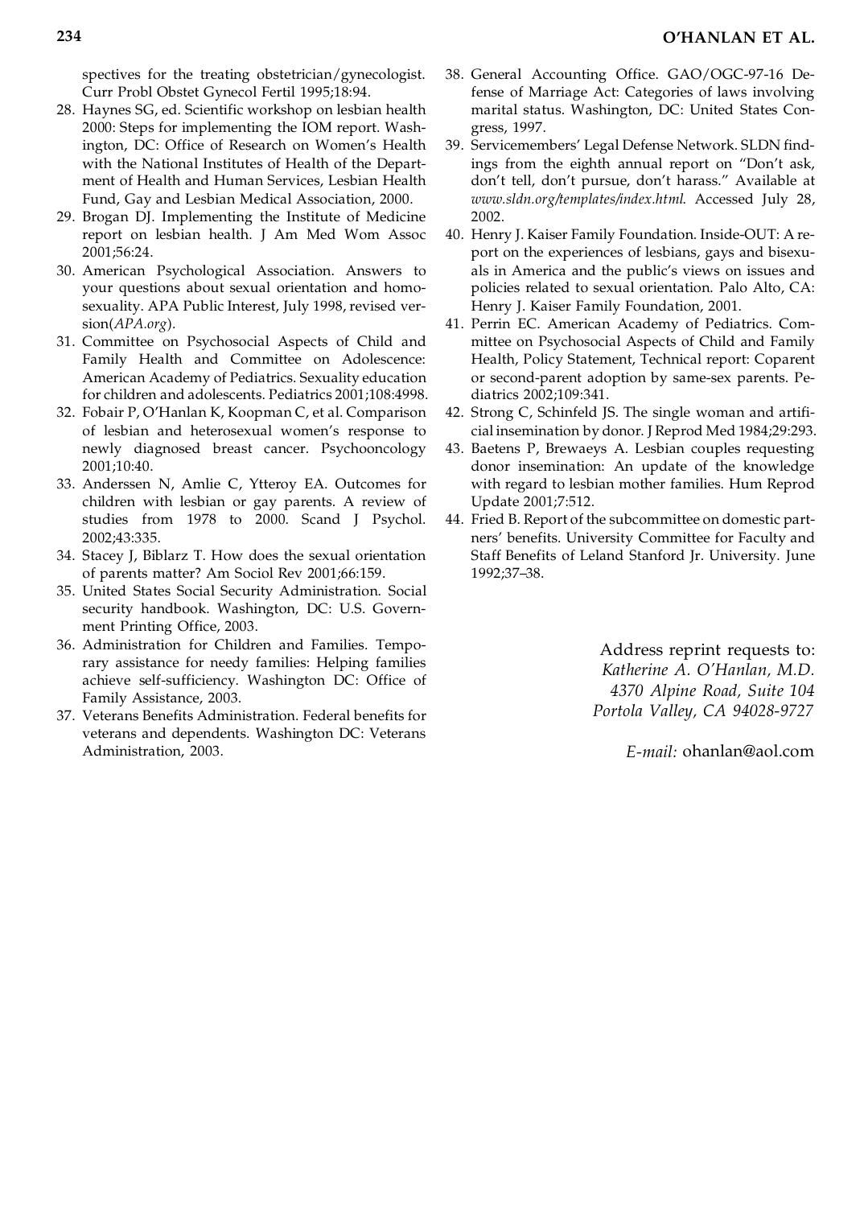spectives for the treating obstetrician/gynecologist. Curr Probl Obstet Gynecol Fertil 1995;18:94.

28. Haynes SG, ed. Scientific workshop on lesbian health 2000: Steps for implementing the IOM report. Washington, DC: Office of Research on Women's Health with the National Institutes of Health of the Department of Health and Human Services, Lesbian Health Fund, Gay and Lesbian Medical Association, 2000.
29. Brogan DJ. Implementing the Institute of Medicine report on lesbian health. J Am Med Wom Assoc 2001;56:24.
30. American Psychological Association. Answers to your questions about sexual orientation and homosexuality. APA Public Interest, July 1998, revised version(*APA.org*).
31. Committee on Psychosocial Aspects of Child and Family Health and Committee on Adolescence: American Academy of Pediatrics. Sexuality education for children and adolescents. Pediatrics 2001;108:4998.
32. Fobair P, O'Hanlan K, Koopman C, et al. Comparison of lesbian and heterosexual women's response to newly diagnosed breast cancer. Psychooncology 2001;10:40.
33. Anderssen N, Amlie C, Ytteroy EA. Outcomes for children with lesbian or gay parents. A review of studies from 1978 to 2000. Scand J Psychol. 2002;43:335.
34. Stacey J, Biblarz T. How does the sexual orientation of parents matter? Am Sociol Rev 2001;66:159.
35. United States Social Security Administration. Social security handbook. Washington, DC: U.S. Government Printing Office, 2003.
36. Administration for Children and Families. Temporary assistance for needy families: Helping families achieve self-sufficiency. Washington DC: Office of Family Assistance, 2003.
37. Veterans Benefits Administration. Federal benefits for veterans and dependents. Washington DC: Veterans Administration, 2003.
38. General Accounting Office. GAO/OGC-97-16 Defense of Marriage Act: Categories of laws involving marital status. Washington, DC: United States Congress, 1997.
39. Servicemembers' Legal Defense Network. SLDN findings from the eighth annual report on "Don't ask, don't tell, don't pursue, don't harass." Available at *www.sldn.org/templates/index.html*. Accessed July 28, 2002.
40. Henry J. Kaiser Family Foundation. Inside-OUT: A report on the experiences of lesbians, gays and bisexuals in America and the public's views on issues and policies related to sexual orientation. Palo Alto, CA: Henry J. Kaiser Family Foundation, 2001.
41. Perrin EC. American Academy of Pediatrics. Committee on Psychosocial Aspects of Child and Family Health, Policy Statement, Technical report: Coparent or second-parent adoption by same-sex parents. Pediatrics 2002;109:341.
42. Strong C, Schinfeld JS. The single woman and artificial insemination by donor. J Reprod Med 1984;29:293.
43. Baetens P, Brewaeys A. Lesbian couples requesting donor insemination: An update of the knowledge with regard to lesbian mother families. Hum Reprod Update 2001;7:512.
44. Fried B. Report of the subcommittee on domestic partners' benefits. University Committee for Faculty and Staff Benefits of Leland Stanford Jr. University. June 1992;37–38.

Address reprint requests to:
*Katherine A. O'Hanlan, M.D.*
*4370 Alpine Road, Suite 104*
*Portola Valley, CA 94028-9727*

*E-mail:* ohanlan@aol.com